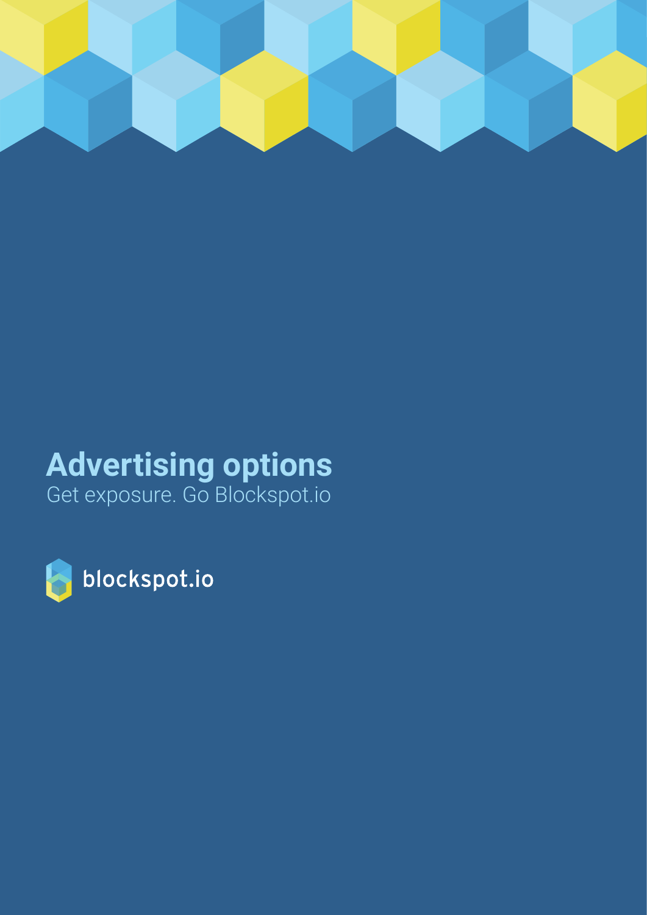# Advertising options

Get exposure. Go Blockspot.io

blockspot.io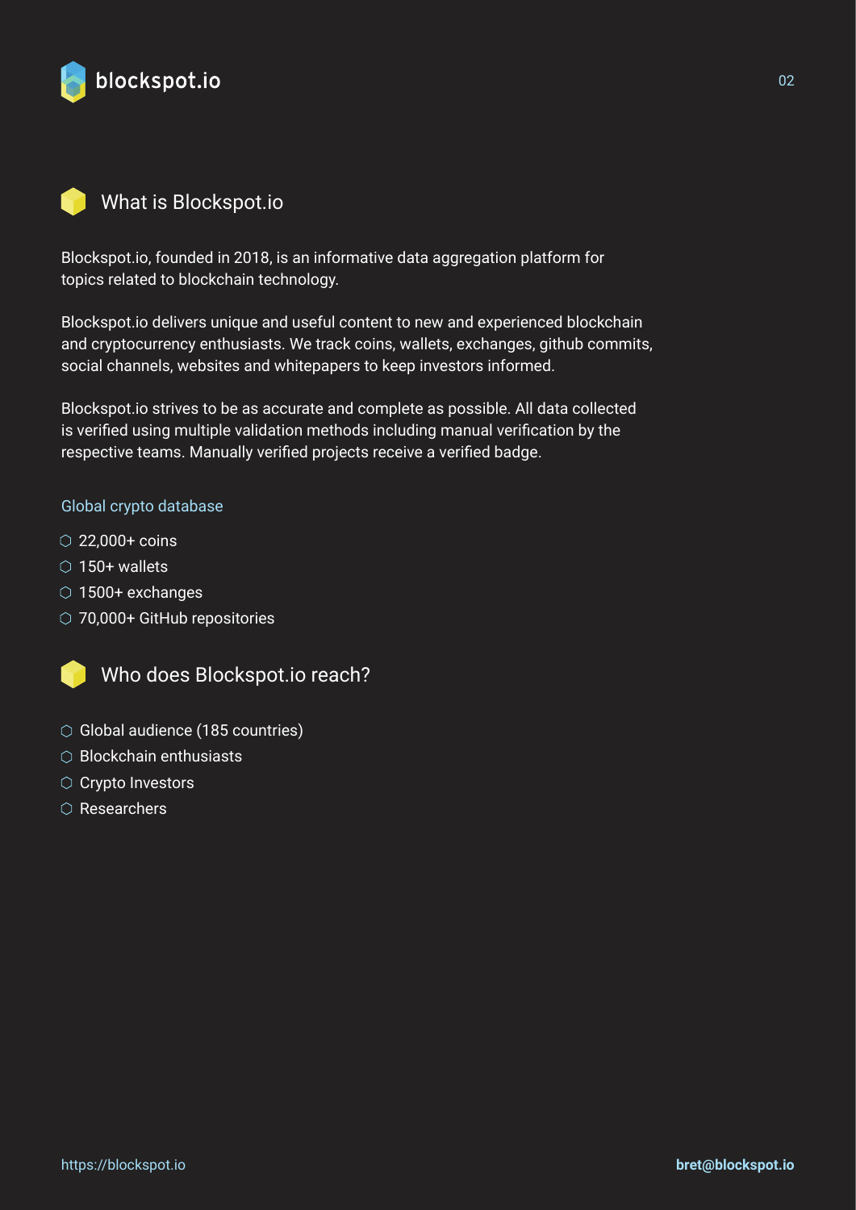## What is Blockspot.io

Blockspot.io, founded in 2018, is an informative data aggregation platform for topics related to blockchain technology.

Blockspot.io delivers unique and useful content to new and experienced blockchain and cryptocurrency enthusiasts. We track coins, wallets, exchanges, github commits, social channels, websites and whitepapers to keep investors informed.

Blockspot.io strives to be as accurate and complete as possible. All data collected is verified using multiple validation methods including manual verification by the respective teams. Manually verified projects receive a verified badge.

### Global crypto database

- 22,000+ coins
- 150+ wallets
- 1500+ exchanges
- 70,000+ GitHub repositories

## Who does Blockspot.io reach?

- Global audience (185 countries)
- Blockchain enthusiasts
- Crypto Investors
- Researchers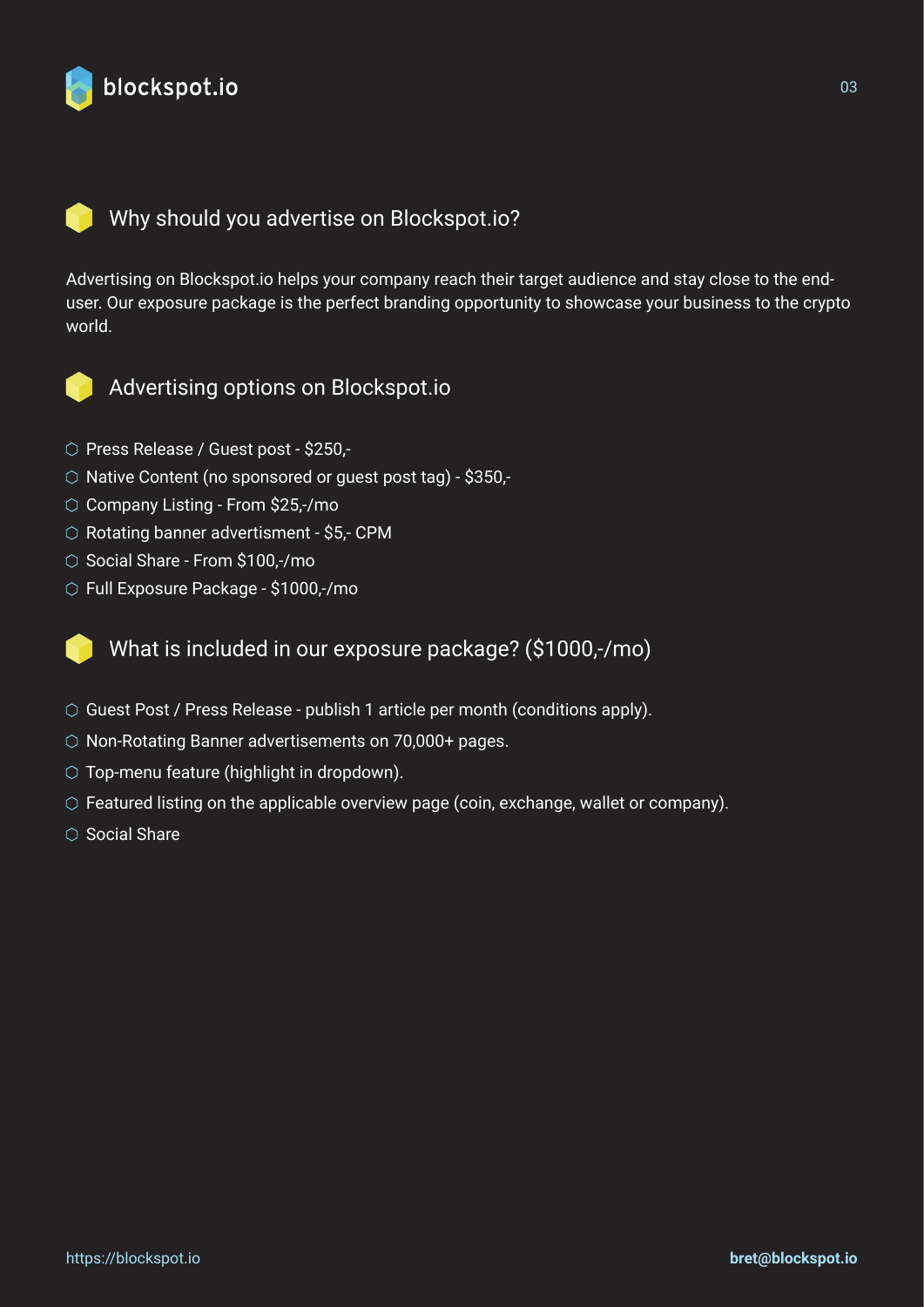## Why should you advertise on Blockspot.io?

Advertising on Blockspot.io helps your company reach their target audience and stay close to the end-user. Our exposure package is the perfect branding opportunity to showcase your business to the crypto world.

## Advertising options on Blockspot.io

- Press Release / Guest post - $250,-
- Native Content (no sponsored or guest post tag) - $350,-
- Company Listing - From $25,-/mo
- Rotating banner advertisment - $5,- CPM
- Social Share - From $100,-/mo
- Full Exposure Package - $1000,-/mo

## What is included in our exposure package? ($1000,-/mo)

- Guest Post / Press Release - publish 1 article per month (conditions apply).
- Non-Rotating Banner advertisements on 70,000+ pages.
- Top-menu feature (highlight in dropdown).
- Featured listing on the applicable overview page (coin, exchange, wallet or company).
- Social Share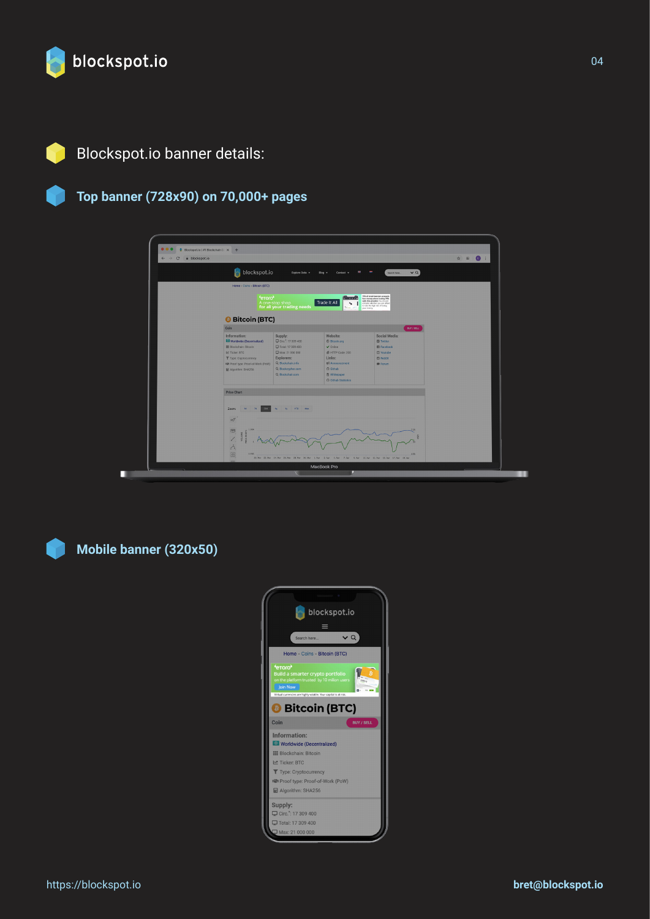## Blockspot.io banner details:

### Top banner (728x90) on 70,000+ pages

### Mobile banner (320x50)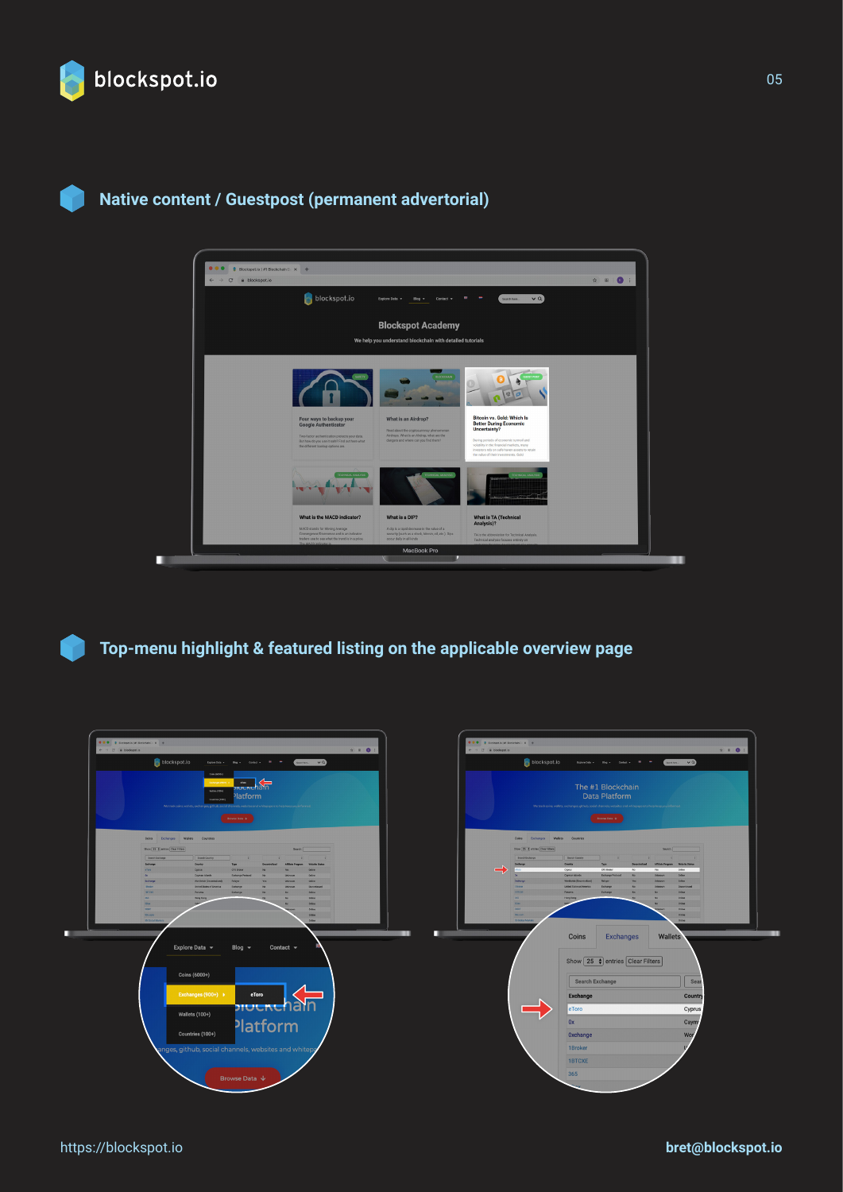## Native content / Guestpost (permanent advertorial)

## Top-menu highlight & featured listing on the applicable overview page

https://blockspot.io

bret@blockspot.io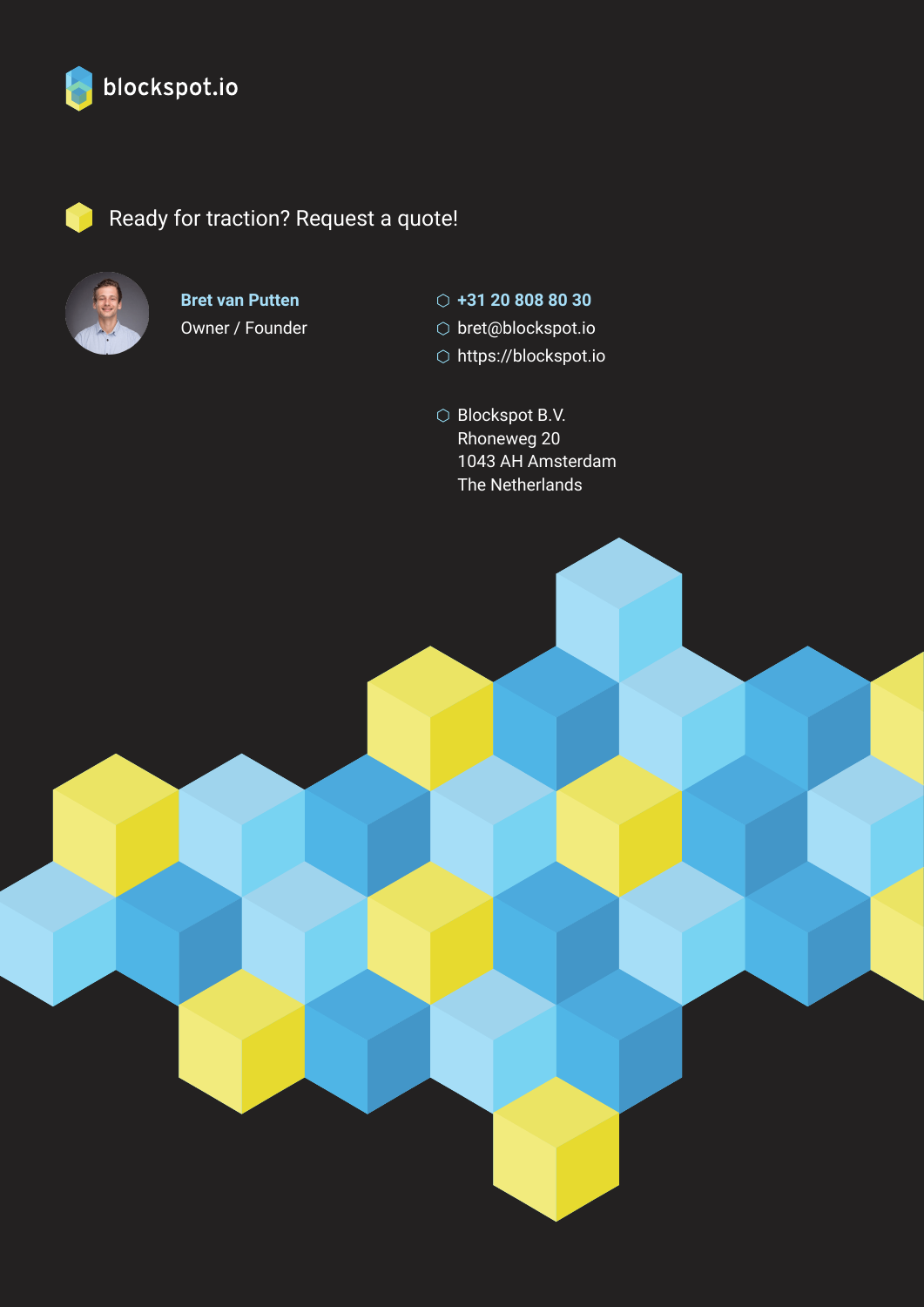blockspot.io

## Ready for traction? Request a quote!

**Bret van Putten**
Owner / Founder

**+31 20 808 80 30**
bret@blockspot.io
https://blockspot.io

Blockspot B.V.
Rhoneweg 20
1043 AH Amsterdam
The Netherlands